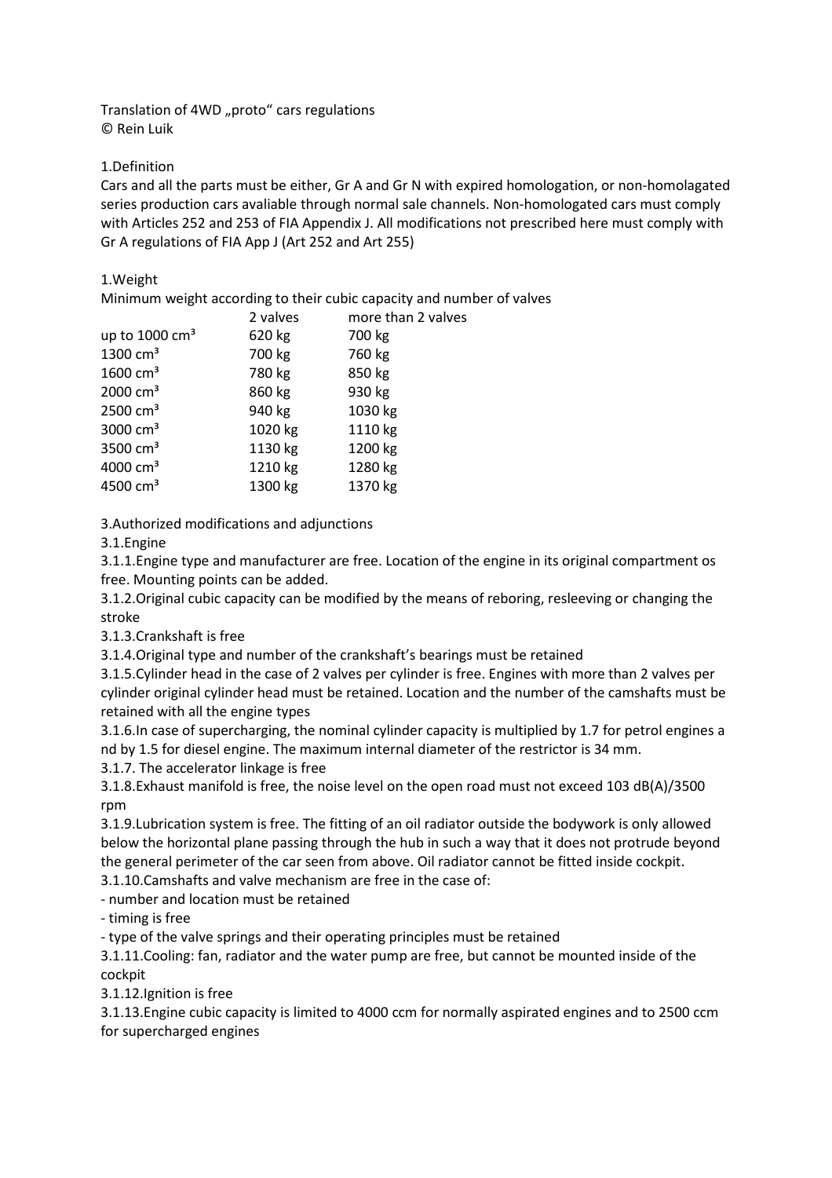Translation of 4WD „proto" cars regulations
© Rein Luik

## 1.Definition

Cars and all the parts must be either, Gr A and Gr N with expired homologation, or non-homolagated series production cars avaliable through normal sale channels. Non-homologated cars must comply with Articles 252 and 253 of FIA Appendix J. All modifications not prescribed here must comply with Gr A regulations of FIA App J (Art 252 and Art 255)

## 1.Weight

Minimum weight according to their cubic capacity and number of valves

| | 2 valves | more than 2 valves |
|---|---|---|
| up to 1000 cm³ | 620 kg | 700 kg |
| 1300 cm³ | 700 kg | 760 kg |
| 1600 cm³ | 780 kg | 850 kg |
| 2000 cm³ | 860 kg | 930 kg |
| 2500 cm³ | 940 kg | 1030 kg |
| 3000 cm³ | 1020 kg | 1110 kg |
| 3500 cm³ | 1130 kg | 1200 kg |
| 4000 cm³ | 1210 kg | 1280 kg |
| 4500 cm³ | 1300 kg | 1370 kg |

## 3.Authorized modifications and adjunctions

### 3.1.Engine

3.1.1.Engine type and manufacturer are free. Location of the engine in its original compartment os free. Mounting points can be added.

3.1.2.Original cubic capacity can be modified by the means of reboring, resleeving or changing the stroke

3.1.3.Crankshaft is free

3.1.4.Original type and number of the crankshaft's bearings must be retained

3.1.5.Cylinder head in the case of 2 valves per cylinder is free. Engines with more than 2 valves per cylinder original cylinder head must be retained. Location and the number of the camshafts must be retained with all the engine types

3.1.6.In case of supercharging, the nominal cylinder capacity is multiplied by 1.7 for petrol engines a nd by 1.5 for diesel engine. The maximum internal diameter of the restrictor is 34 mm.

3.1.7. The accelerator linkage is free

3.1.8.Exhaust manifold is free, the noise level on the open road must not exceed 103 dB(A)/3500 rpm

3.1.9.Lubrication system is free. The fitting of an oil radiator outside the bodywork is only allowed below the horizontal plane passing through the hub in such a way that it does not protrude beyond the general perimeter of the car seen from above. Oil radiator cannot be fitted inside cockpit.

3.1.10.Camshafts and valve mechanism are free in the case of:

- number and location must be retained
- timing is free
- type of the valve springs and their operating principles must be retained

3.1.11.Cooling: fan, radiator and the water pump are free, but cannot be mounted inside of the cockpit

3.1.12.Ignition is free

3.1.13.Engine cubic capacity is limited to 4000 ccm for normally aspirated engines and to 2500 ccm for supercharged engines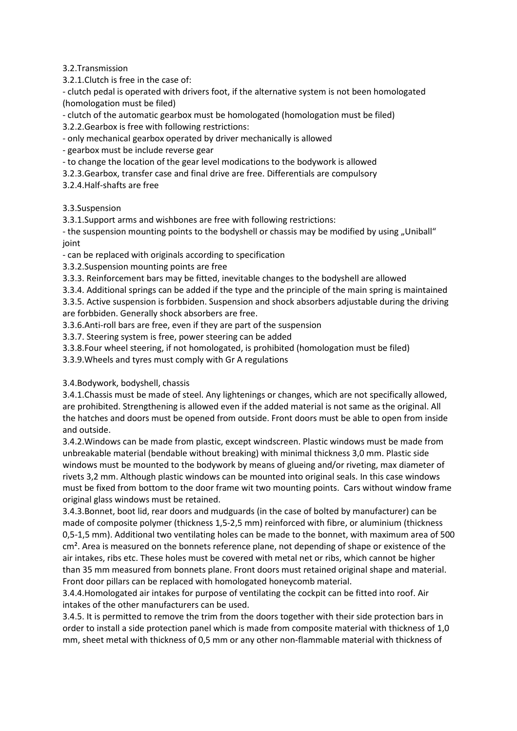3.2.Transmission

3.2.1.Clutch is free in the case of:

- clutch pedal is operated with drivers foot, if the alternative system is not been homologated (homologation must be filed)
- clutch of the automatic gearbox must be homologated (homologation must be filed)

3.2.2.Gearbox is free with following restrictions:

- only mechanical gearbox operated by driver mechanically is allowed
- gearbox must be include reverse gear
- to change the location of the gear level modications to the bodywork is allowed

3.2.3.Gearbox, transfer case and final drive are free. Differentials are compulsory

3.2.4.Half-shafts are free

3.3.Suspension

3.3.1.Support arms and wishbones are free with following restrictions:

- the suspension mounting points to the bodyshell or chassis may be modified by using „Uniball" joint
- can be replaced with originals according to specification

3.3.2.Suspension mounting points are free

3.3.3. Reinforcement bars may be fitted, inevitable changes to the bodyshell are allowed

3.3.4. Additional springs can be added if the type and the principle of the main spring is maintained

3.3.5. Active suspension is forbbiden. Suspension and shock absorbers adjustable during the driving are forbbiden. Generally shock absorbers are free.

3.3.6.Anti-roll bars are free, even if they are part of the suspension

3.3.7. Steering system is free, power steering can be added

3.3.8.Four wheel steering, if not homologated, is prohibited (homologation must be filed)

3.3.9.Wheels and tyres must comply with Gr A regulations

3.4.Bodywork, bodyshell, chassis

3.4.1.Chassis must be made of steel. Any lightenings or changes, which are not specifically allowed, are prohibited. Strengthening is allowed even if the added material is not same as the original. All the hatches and doors must be opened from outside. Front doors must be able to open from inside and outside.

3.4.2.Windows can be made from plastic, except windscreen. Plastic windows must be made from unbreakable material (bendable without breaking) with minimal thickness 3,0 mm. Plastic side windows must be mounted to the bodywork by means of glueing and/or riveting, max diameter of rivets 3,2 mm. Although plastic windows can be mounted into original seals. In this case windows must be fixed from bottom to the door frame wit two mounting points. Cars without window frame original glass windows must be retained.

3.4.3.Bonnet, boot lid, rear doors and mudguards (in the case of bolted by manufacturer) can be made of composite polymer (thickness 1,5-2,5 mm) reinforced with fibre, or aluminium (thickness 0,5-1,5 mm). Additional two ventilating holes can be made to the bonnet, with maximum area of 500 cm². Area is measured on the bonnets reference plane, not depending of shape or existence of the air intakes, ribs etc. These holes must be covered with metal net or ribs, which cannot be higher than 35 mm measured from bonnets plane. Front doors must retained original shape and material. Front door pillars can be replaced with homologated honeycomb material.

3.4.4.Homologated air intakes for purpose of ventilating the cockpit can be fitted into roof. Air intakes of the other manufacturers can be used.

3.4.5. It is permitted to remove the trim from the doors together with their side protection bars in order to install a side protection panel which is made from composite material with thickness of 1,0 mm, sheet metal with thickness of 0,5 mm or any other non-flammable material with thickness of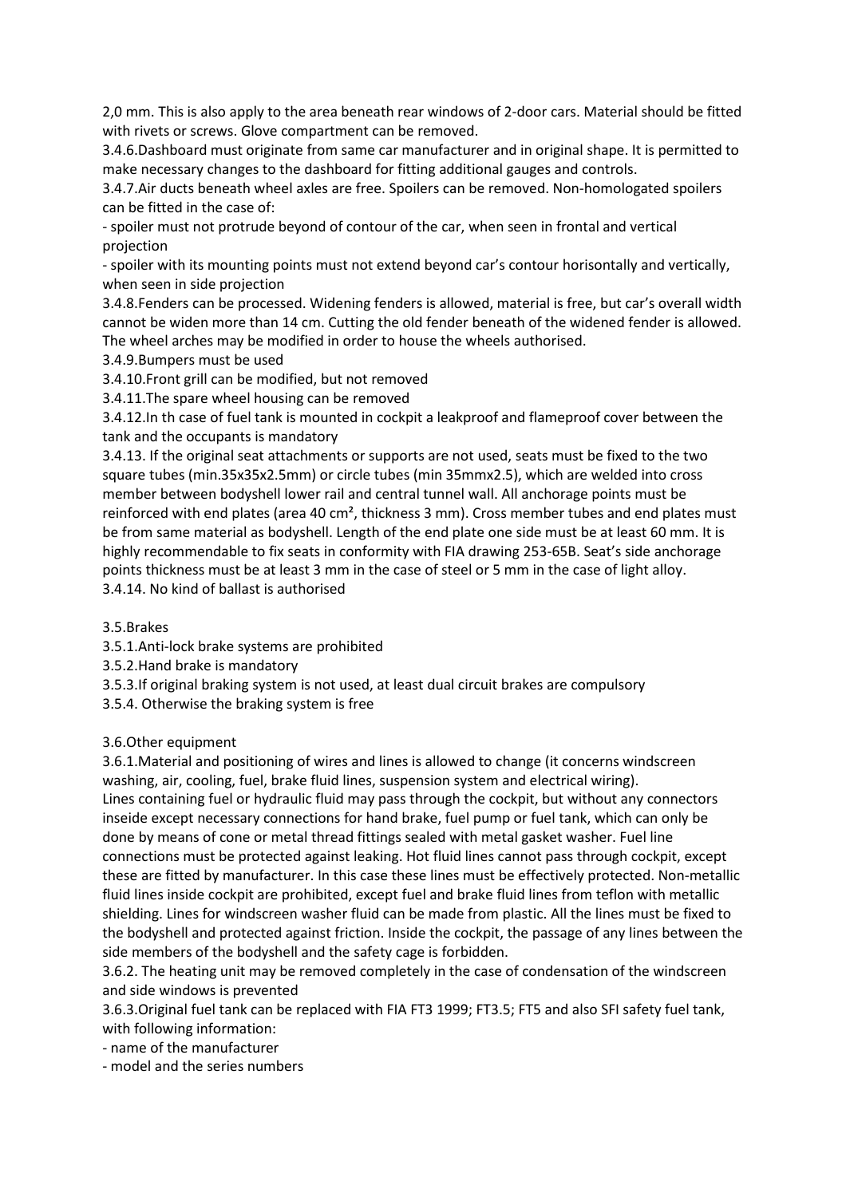2,0 mm. This is also apply to the area beneath rear windows of 2-door cars. Material should be fitted with rivets or screws. Glove compartment can be removed.

3.4.6.Dashboard must originate from same car manufacturer and in original shape. It is permitted to make necessary changes to the dashboard for fitting additional gauges and controls.

3.4.7.Air ducts beneath wheel axles are free. Spoilers can be removed. Non-homologated spoilers can be fitted in the case of:

- spoiler must not protrude beyond of contour of the car, when seen in frontal and vertical projection
- spoiler with its mounting points must not extend beyond car's contour horisontally and vertically, when seen in side projection

3.4.8.Fenders can be processed. Widening fenders is allowed, material is free, but car's overall width cannot be widen more than 14 cm. Cutting the old fender beneath of the widened fender is allowed. The wheel arches may be modified in order to house the wheels authorised.

3.4.9.Bumpers must be used

3.4.10.Front grill can be modified, but not removed

3.4.11.The spare wheel housing can be removed

3.4.12.In th case of fuel tank is mounted in cockpit a leakproof and flameproof cover between the tank and the occupants is mandatory

3.4.13. If the original seat attachments or supports are not used, seats must be fixed to the two square tubes (min.35x35x2.5mm) or circle tubes (min 35mmx2.5), which are welded into cross member between bodyshell lower rail and central tunnel wall. All anchorage points must be reinforced with end plates (area 40 cm², thickness 3 mm). Cross member tubes and end plates must be from same material as bodyshell. Length of the end plate one side must be at least 60 mm. It is highly recommendable to fix seats in conformity with FIA drawing 253-65B. Seat's side anchorage points thickness must be at least 3 mm in the case of steel or 5 mm in the case of light alloy.

3.4.14. No kind of ballast is authorised

3.5.Brakes

3.5.1.Anti-lock brake systems are prohibited

3.5.2.Hand brake is mandatory

3.5.3.If original braking system is not used, at least dual circuit brakes are compulsory

3.5.4. Otherwise the braking system is free

3.6.Other equipment

3.6.1.Material and positioning of wires and lines is allowed to change (it concerns windscreen washing, air, cooling, fuel, brake fluid lines, suspension system and electrical wiring).
Lines containing fuel or hydraulic fluid may pass through the cockpit, but without any connectors inseide except necessary connections for hand brake, fuel pump or fuel tank, which can only be done by means of cone or metal thread fittings sealed with metal gasket washer. Fuel line connections must be protected against leaking. Hot fluid lines cannot pass through cockpit, except these are fitted by manufacturer. In this case these lines must be effectively protected. Non-metallic fluid lines inside cockpit are prohibited, except fuel and brake fluid lines from teflon with metallic shielding. Lines for windscreen washer fluid can be made from plastic. All the lines must be fixed to the bodyshell and protected against friction. Inside the cockpit, the passage of any lines between the side members of the bodyshell and the safety cage is forbidden.

3.6.2. The heating unit may be removed completely in the case of condensation of the windscreen and side windows is prevented

3.6.3.Original fuel tank can be replaced with FIA FT3 1999; FT3.5; FT5 and also SFI safety fuel tank, with following information:

- name of the manufacturer
- model and the series numbers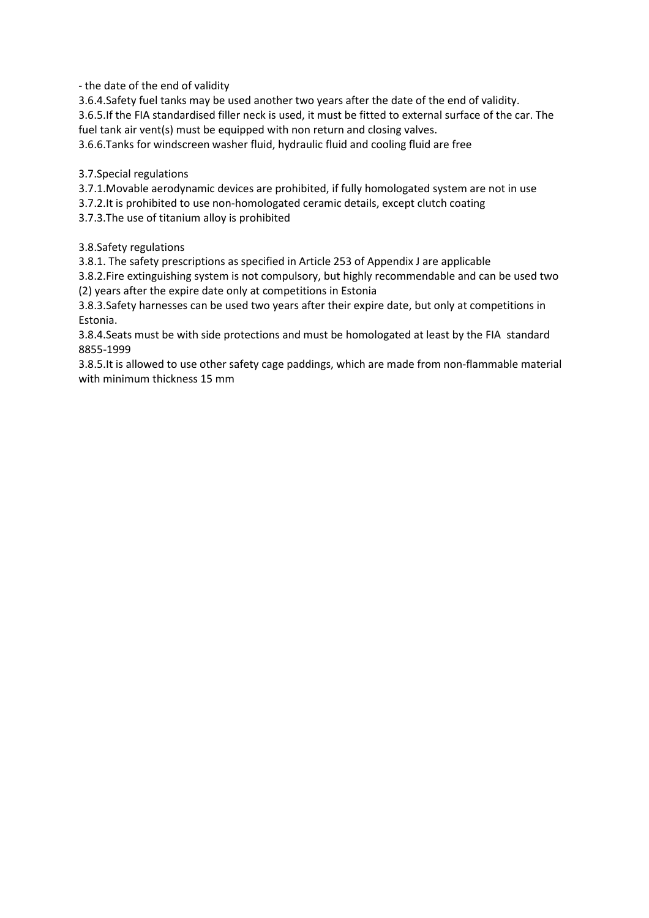- the date of the end of validity

3.6.4.Safety fuel tanks may be used another two years after the date of the end of validity.

3.6.5.If the FIA standardised filler neck is used, it must be fitted to external surface of the car. The fuel tank air vent(s) must be equipped with non return and closing valves.

3.6.6.Tanks for windscreen washer fluid, hydraulic fluid and cooling fluid are free

3.7.Special regulations

3.7.1.Movable aerodynamic devices are prohibited, if fully homologated system are not in use

3.7.2.It is prohibited to use non-homologated ceramic details, except clutch coating

3.7.3.The use of titanium alloy is prohibited

3.8.Safety regulations

3.8.1. The safety prescriptions as specified in Article 253 of Appendix J are applicable

3.8.2.Fire extinguishing system is not compulsory, but highly recommendable and can be used two (2) years after the expire date only at competitions in Estonia

3.8.3.Safety harnesses can be used two years after their expire date, but only at competitions in Estonia.

3.8.4.Seats must be with side protections and must be homologated at least by the FIA standard 8855-1999

3.8.5.It is allowed to use other safety cage paddings, which are made from non-flammable material with minimum thickness 15 mm